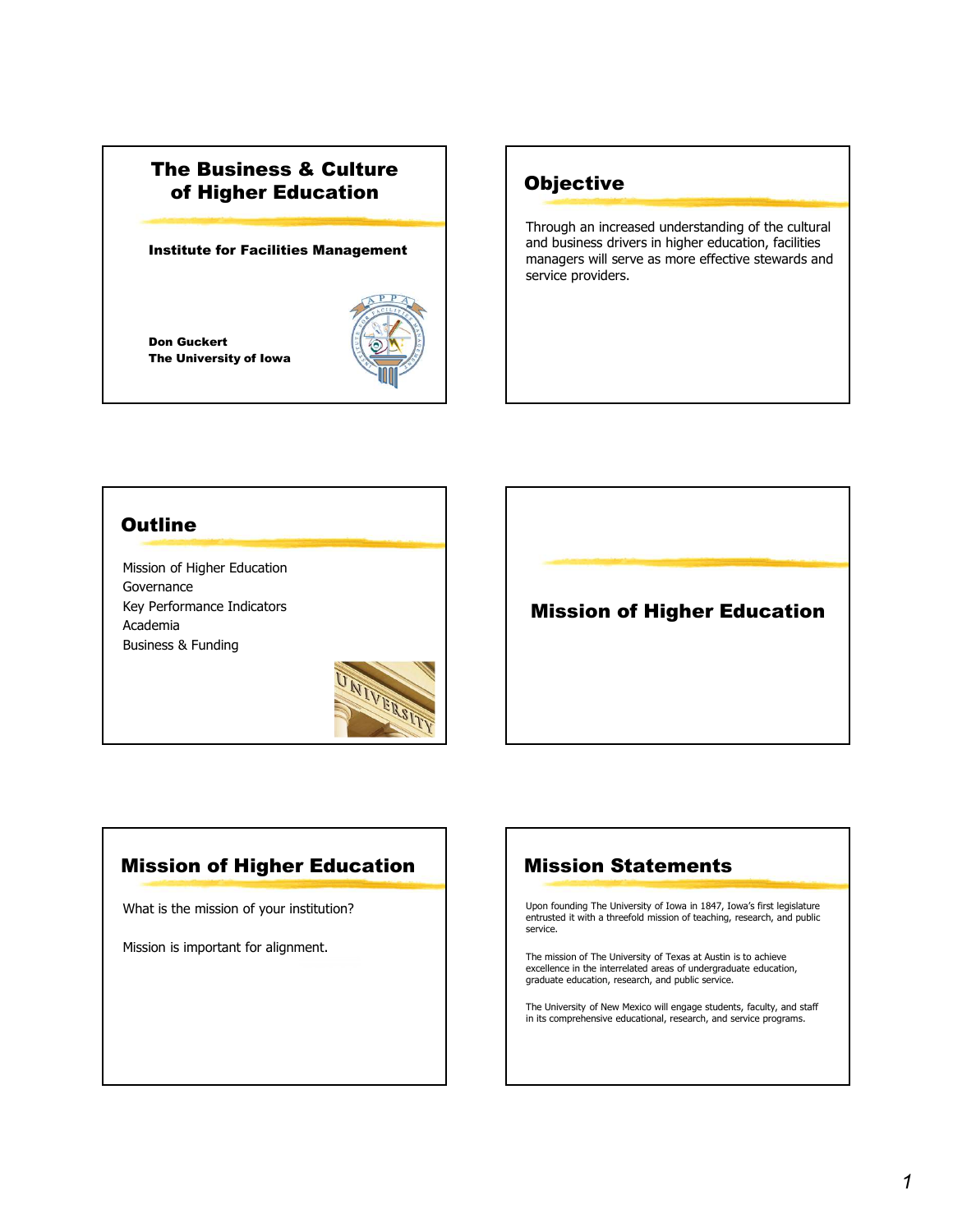# The Business & Culture of Higher Education

**Institute for Facilities Management**

**Don Guckert**
**The University of Iowa**

## Objective

Through an increased understanding of the cultural and business drivers in higher education, facilities managers will serve as more effective stewards and service providers.

## Outline

Mission of Higher Education
Governance
Key Performance Indicators
Academia
Business & Funding

## Mission of Higher Education

## Mission of Higher Education

What is the mission of your institution?

Mission is important for alignment.

## Mission Statements

Upon founding The University of Iowa in 1847, Iowa's first legislature entrusted it with a threefold mission of teaching, research, and public service.

The mission of The University of Texas at Austin is to achieve excellence in the interrelated areas of undergraduate education, graduate education, research, and public service.

The University of New Mexico will engage students, faculty, and staff in its comprehensive educational, research, and service programs.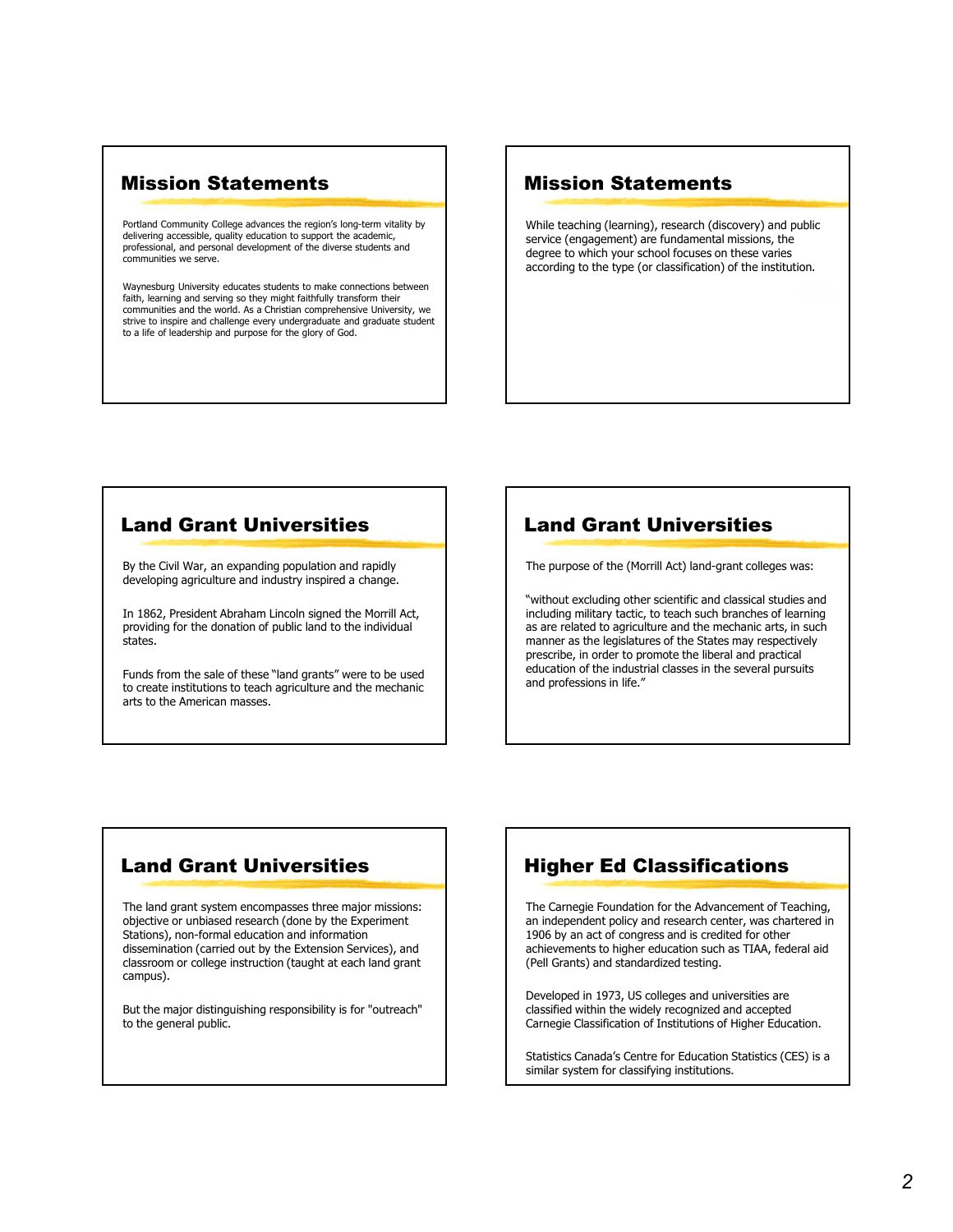## Mission Statements

Portland Community College advances the region's long-term vitality by delivering accessible, quality education to support the academic, professional, and personal development of the diverse students and communities we serve.

Waynesburg University educates students to make connections between faith, learning and serving so they might faithfully transform their communities and the world. As a Christian comprehensive University, we strive to inspire and challenge every undergraduate and graduate student to a life of leadership and purpose for the glory of God.

## Mission Statements

While teaching (learning), research (discovery) and public service (engagement) are fundamental missions, the degree to which your school focuses on these varies according to the type (or classification) of the institution.

## Land Grant Universities

By the Civil War, an expanding population and rapidly developing agriculture and industry inspired a change.

In 1862, President Abraham Lincoln signed the Morrill Act, providing for the donation of public land to the individual states.

Funds from the sale of these "land grants" were to be used to create institutions to teach agriculture and the mechanic arts to the American masses.

## Land Grant Universities

The purpose of the (Morrill Act) land-grant colleges was:

"without excluding other scientific and classical studies and including military tactic, to teach such branches of learning as are related to agriculture and the mechanic arts, in such manner as the legislatures of the States may respectively prescribe, in order to promote the liberal and practical education of the industrial classes in the several pursuits and professions in life."

## Land Grant Universities

The land grant system encompasses three major missions: objective or unbiased research (done by the Experiment Stations), non-formal education and information dissemination (carried out by the Extension Services), and classroom or college instruction (taught at each land grant campus).

But the major distinguishing responsibility is for "outreach" to the general public.

## Higher Ed Classifications

The Carnegie Foundation for the Advancement of Teaching, an independent policy and research center, was chartered in 1906 by an act of congress and is credited for other achievements to higher education such as TIAA, federal aid (Pell Grants) and standardized testing.

Developed in 1973, US colleges and universities are classified within the widely recognized and accepted Carnegie Classification of Institutions of Higher Education.

Statistics Canada's Centre for Education Statistics (CES) is a similar system for classifying institutions.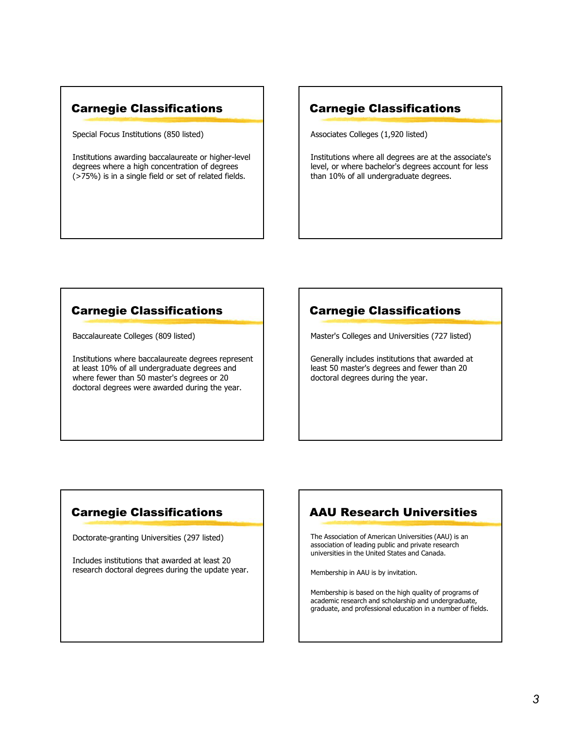## Carnegie Classifications

Special Focus Institutions (850 listed)

Institutions awarding baccalaureate or higher-level degrees where a high concentration of degrees (>75%) is in a single field or set of related fields.

## Carnegie Classifications

Associates Colleges (1,920 listed)

Institutions where all degrees are at the associate's level, or where bachelor's degrees account for less than 10% of all undergraduate degrees.

## Carnegie Classifications

Baccalaureate Colleges (809 listed)

Institutions where baccalaureate degrees represent at least 10% of all undergraduate degrees and where fewer than 50 master's degrees or 20 doctoral degrees were awarded during the year.

## Carnegie Classifications

Master's Colleges and Universities (727 listed)

Generally includes institutions that awarded at least 50 master's degrees and fewer than 20 doctoral degrees during the year.

## Carnegie Classifications

Doctorate-granting Universities (297 listed)

Includes institutions that awarded at least 20 research doctoral degrees during the update year.

## AAU Research Universities

The Association of American Universities (AAU) is an association of leading public and private research universities in the United States and Canada.

Membership in AAU is by invitation.

Membership is based on the high quality of programs of academic research and scholarship and undergraduate, graduate, and professional education in a number of fields.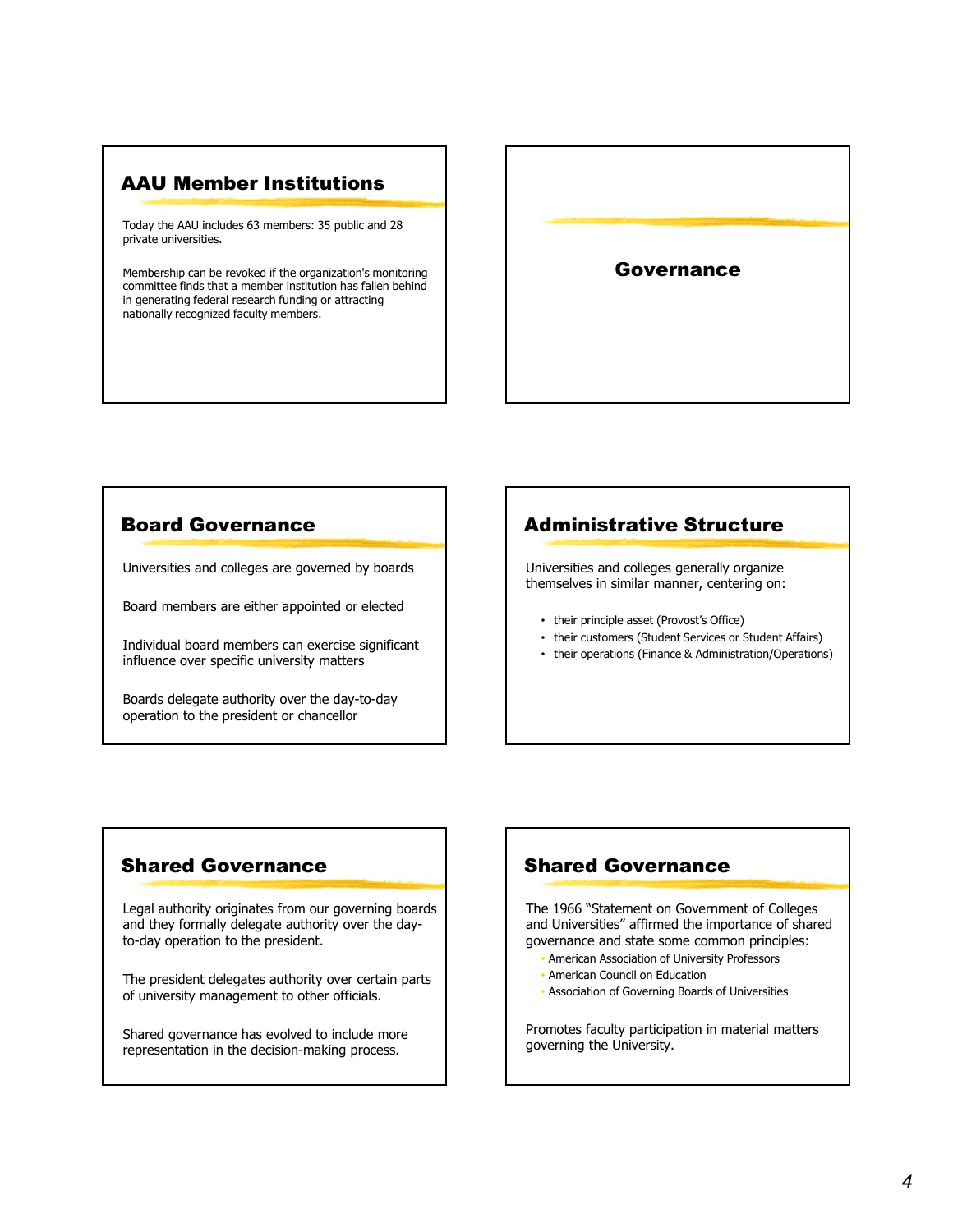## AAU Member Institutions

Today the AAU includes 63 members: 35 public and 28 private universities.

Membership can be revoked if the organization's monitoring committee finds that a member institution has fallen behind in generating federal research funding or attracting nationally recognized faculty members.

## Governance

## Board Governance

Universities and colleges are governed by boards

Board members are either appointed or elected

Individual board members can exercise significant influence over specific university matters

Boards delegate authority over the day-to-day operation to the president or chancellor

## Administrative Structure

Universities and colleges generally organize themselves in similar manner, centering on:

- their principle asset (Provost's Office)
- their customers (Student Services or Student Affairs)
- their operations (Finance & Administration/Operations)

## Shared Governance

Legal authority originates from our governing boards and they formally delegate authority over the day-to-day operation to the president.

The president delegates authority over certain parts of university management to other officials.

Shared governance has evolved to include more representation in the decision-making process.

## Shared Governance

The 1966 "Statement on Government of Colleges and Universities" affirmed the importance of shared governance and state some common principles:

- American Association of University Professors
- American Council on Education
- Association of Governing Boards of Universities

Promotes faculty participation in material matters governing the University.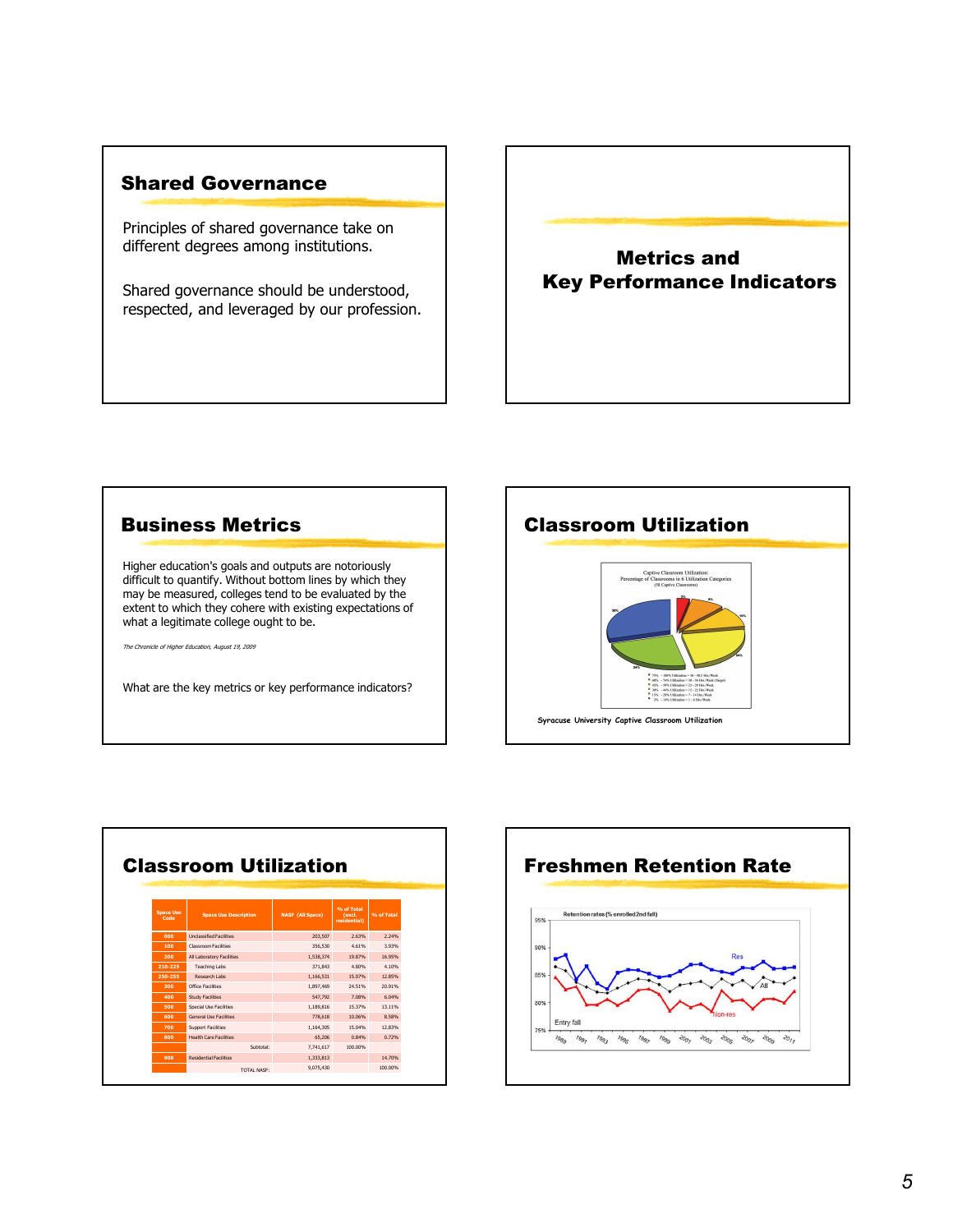## Shared Governance

Principles of shared governance take on different degrees among institutions.

Shared governance should be understood, respected, and leveraged by our profession.

## Metrics and Key Performance Indicators

## Business Metrics

Higher education's goals and outputs are notoriously difficult to quantify. Without bottom lines by which they may be measured, colleges tend to be evaluated by the extent to which they cohere with existing expectations of what a legitimate college ought to be.

*The Chronicle of Higher Education, August 19, 2009*

What are the key metrics or key performance indicators?

## Classroom Utilization

Syracuse University Captive Classroom Utilization

## Classroom Utilization

| Space Use Code | Space Use Description | NASF (All Space) | % of Total (excl. residential) | % of Total |
|---|---|---|---|---|
| 000 | Unclassified Facilities | 203,507 | 2.63% | 2.24% |
| 100 | Classroom Facilities | 356,530 | 4.61% | 3.93% |
| 200 | All Laboratory Facilities | 1,538,374 | 19.87% | 16.95% |
| 210-225 | Teaching Labs | 371,843 | 4.80% | 4.10% |
| 250-255 | Research Labs | 1,166,531 | 15.07% | 12.85% |
| 300 | Office Facilities | 1,897,469 | 24.51% | 20.91% |
| 400 | Study Facilities | 547,792 | 7.08% | 6.04% |
| 500 | Special Use Facilities | 1,189,816 | 15.37% | 13.11% |
| 600 | General Use Facilities | 778,618 | 10.06% | 8.58% |
| 700 | Support Facilities | 1,164,305 | 15.04% | 12.83% |
| 800 | Health Care Facilities | 65,206 | 0.84% | 0.72% |
| | Subtotal: | 7,741,617 | 100.00% | |
| 900 | Residential Facilities | 1,333,813 | | 14.70% |
| | TOTAL NASF: | 9,075,430 | | 100.00% |

## Freshmen Retention Rate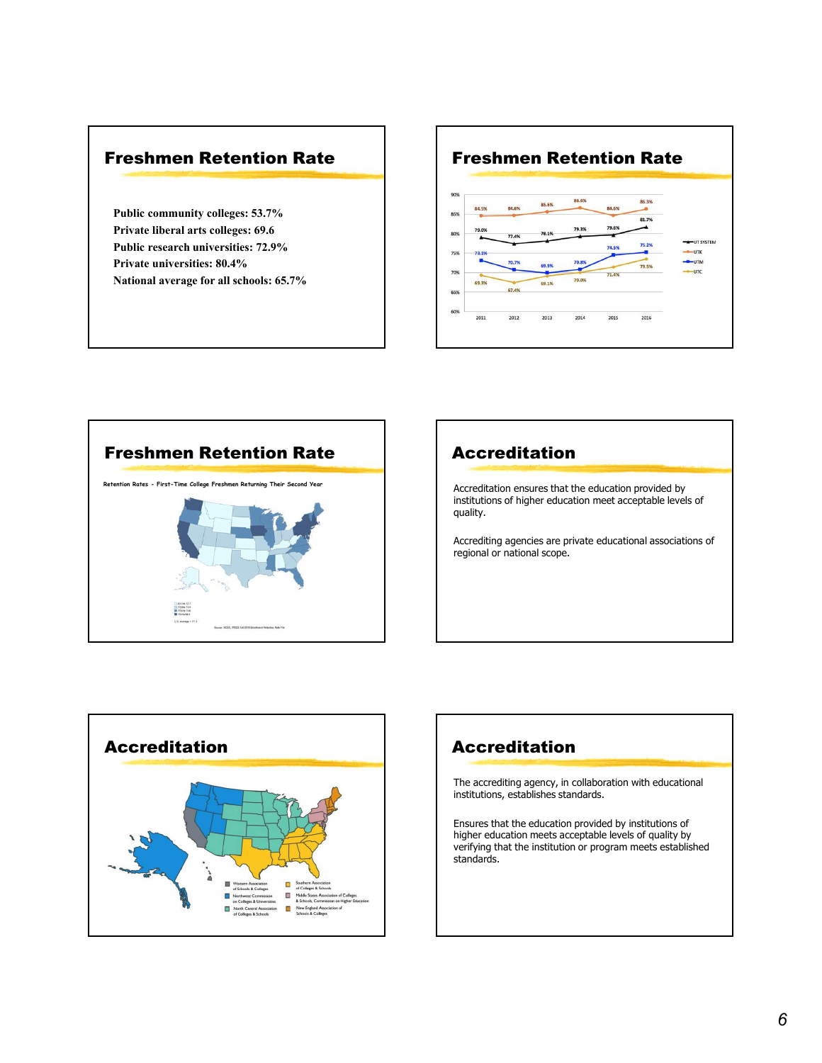## Freshmen Retention Rate

Public community colleges: 53.7%
Private liberal arts colleges: 69.6
Public research universities: 72.9%
Private universities: 80.4%
National average for all schools: 65.7%

## Freshmen Retention Rate

| | 2011 | 2012 | 2013 | 2014 | 2015 | 2016 |
|---|---|---|---|---|---|---|
| UT SYSTEM | 79.0% | 77.4% | 78.1% | 79.3% | 79.6% | 81.7% |
| UTK | 84.5% | 84.6% | 85.5% | 86.6% | 84.6% | 86.3% |
| UTM | 73.1% | 70.7% | 69.9% | 70.8% | 74.5% | 75.2% |
| UTC | 69.3% | 67.4% | 69.1% | 70.0% | 71.4% | 73.5% |

## Freshmen Retention Rate

Retention Rates - First-Time College Freshmen Returning Their Second Year

## Accreditation

Accreditation ensures that the education provided by institutions of higher education meet acceptable levels of quality.

Accrediting agencies are private educational associations of regional or national scope.

## Accreditation

Western Association of Schools & Colleges
Northwest Commission on Colleges & Universities
North Central Association of Colleges & Schools
Southern Association of Colleges & Schools
Middle States Association of Colleges & Schools, Commission on Higher Education
New England Association of Schools & Colleges

## Accreditation

The accrediting agency, in collaboration with educational institutions, establishes standards.

Ensures that the education provided by institutions of higher education meets acceptable levels of quality by verifying that the institution or program meets established standards.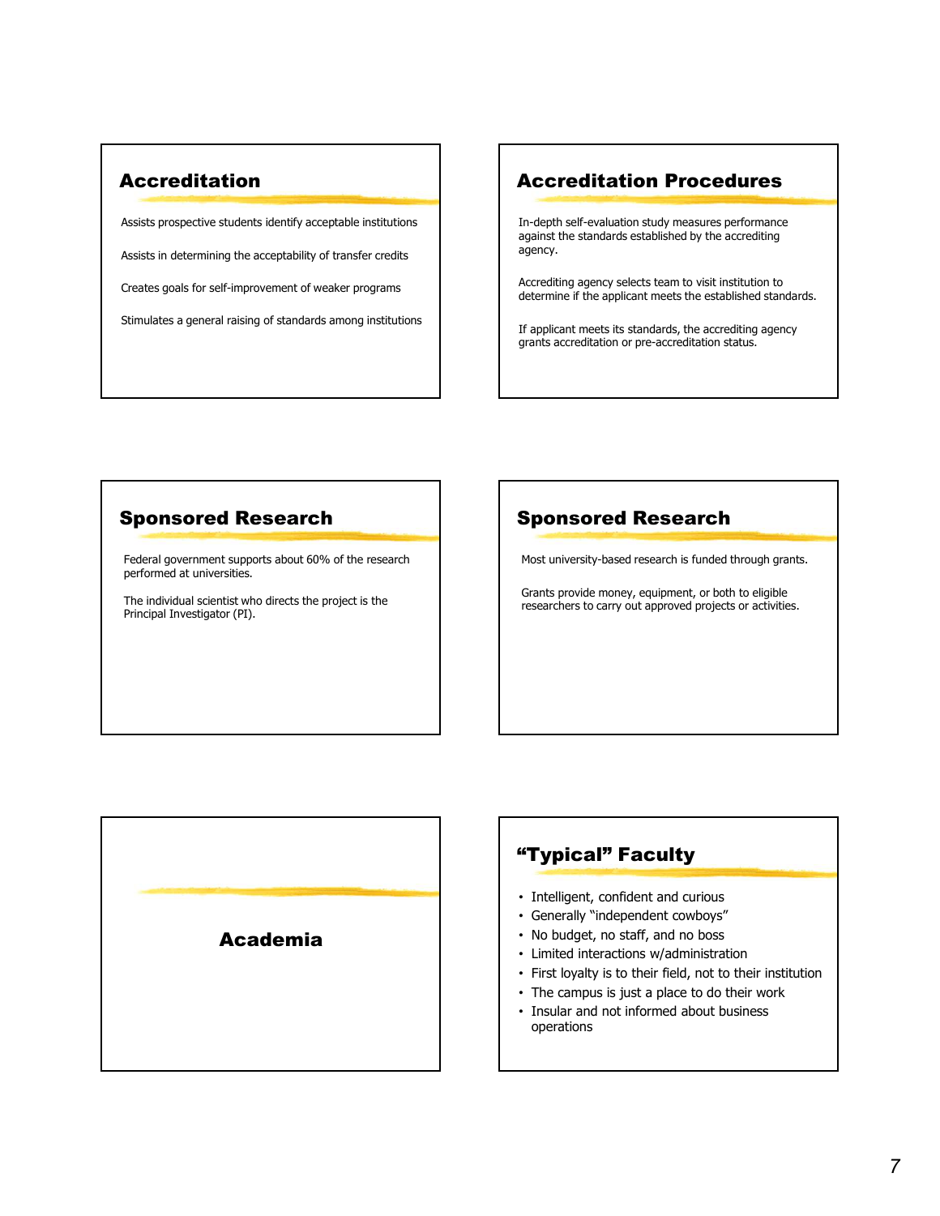## Accreditation

Assists prospective students identify acceptable institutions

Assists in determining the acceptability of transfer credits

Creates goals for self-improvement of weaker programs

Stimulates a general raising of standards among institutions

## Accreditation Procedures

In-depth self-evaluation study measures performance against the standards established by the accrediting agency.

Accrediting agency selects team to visit institution to determine if the applicant meets the established standards.

If applicant meets its standards, the accrediting agency grants accreditation or pre-accreditation status.

## Sponsored Research

Federal government supports about 60% of the research performed at universities.

The individual scientist who directs the project is the Principal Investigator (PI).

## Sponsored Research

Most university-based research is funded through grants.

Grants provide money, equipment, or both to eligible researchers to carry out approved projects or activities.

## Academia

## "Typical" Faculty

- Intelligent, confident and curious
- Generally "independent cowboys"
- No budget, no staff, and no boss
- Limited interactions w/administration
- First loyalty is to their field, not to their institution
- The campus is just a place to do their work
- Insular and not informed about business operations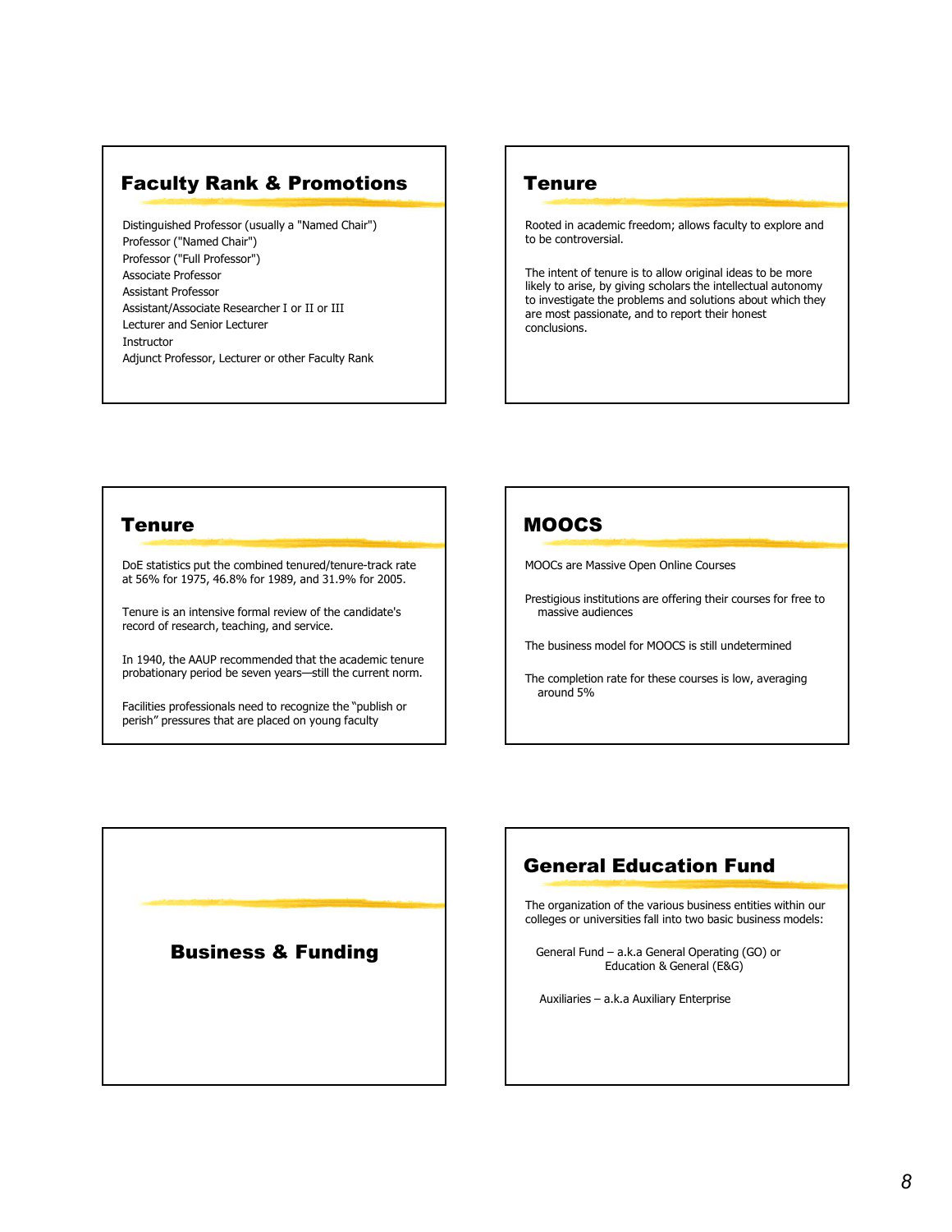## Faculty Rank & Promotions

Distinguished Professor (usually a "Named Chair")
Professor ("Named Chair")
Professor ("Full Professor")
Associate Professor
Assistant Professor
Assistant/Associate Researcher I or II or III
Lecturer and Senior Lecturer
Instructor
Adjunct Professor, Lecturer or other Faculty Rank

## Tenure

Rooted in academic freedom; allows faculty to explore and to be controversial.

The intent of tenure is to allow original ideas to be more likely to arise, by giving scholars the intellectual autonomy to investigate the problems and solutions about which they are most passionate, and to report their honest conclusions.

## Tenure

DoE statistics put the combined tenured/tenure-track rate at 56% for 1975, 46.8% for 1989, and 31.9% for 2005.

Tenure is an intensive formal review of the candidate's record of research, teaching, and service.

In 1940, the AAUP recommended that the academic tenure probationary period be seven years—still the current norm.

Facilities professionals need to recognize the "publish or perish" pressures that are placed on young faculty

## MOOCS

MOOCs are Massive Open Online Courses

Prestigious institutions are offering their courses for free to massive audiences

The business model for MOOCS is still undetermined

The completion rate for these courses is low, averaging around 5%

## Business & Funding

## General Education Fund

The organization of the various business entities within our colleges or universities fall into two basic business models:

General Fund – a.k.a General Operating (GO) or Education & General (E&G)

Auxiliaries – a.k.a Auxiliary Enterprise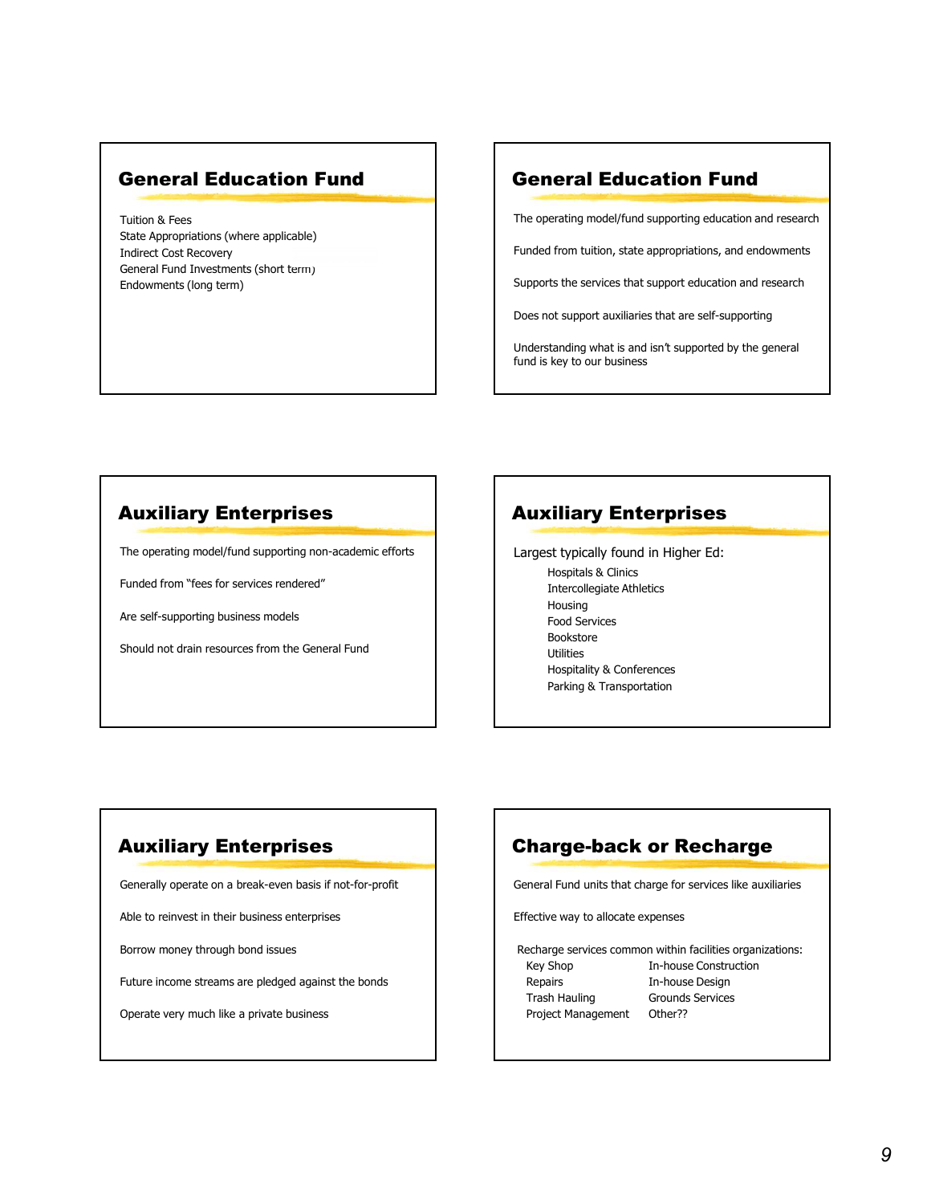## General Education Fund

Tuition & Fees
State Appropriations (where applicable)
Indirect Cost Recovery
General Fund Investments (short term)
Endowments (long term)

## General Education Fund

The operating model/fund supporting education and research

Funded from tuition, state appropriations, and endowments

Supports the services that support education and research

Does not support auxiliaries that are self-supporting

Understanding what is and isn't supported by the general fund is key to our business

## Auxiliary Enterprises

The operating model/fund supporting non-academic efforts

Funded from "fees for services rendered"

Are self-supporting business models

Should not drain resources from the General Fund

## Auxiliary Enterprises

Largest typically found in Higher Ed:

- Hospitals & Clinics
- Intercollegiate Athletics
- Housing
- Food Services
- Bookstore
- Utilities
- Hospitality & Conferences
- Parking & Transportation

## Auxiliary Enterprises

Generally operate on a break-even basis if not-for-profit

Able to reinvest in their business enterprises

Borrow money through bond issues

Future income streams are pledged against the bonds

Operate very much like a private business

## Charge-back or Recharge

General Fund units that charge for services like auxiliaries

Effective way to allocate expenses

Recharge services common within facilities organizations:

| | |
|---|---|
| Key Shop | In-house Construction |
| Repairs | In-house Design |
| Trash Hauling | Grounds Services |
| Project Management | Other?? |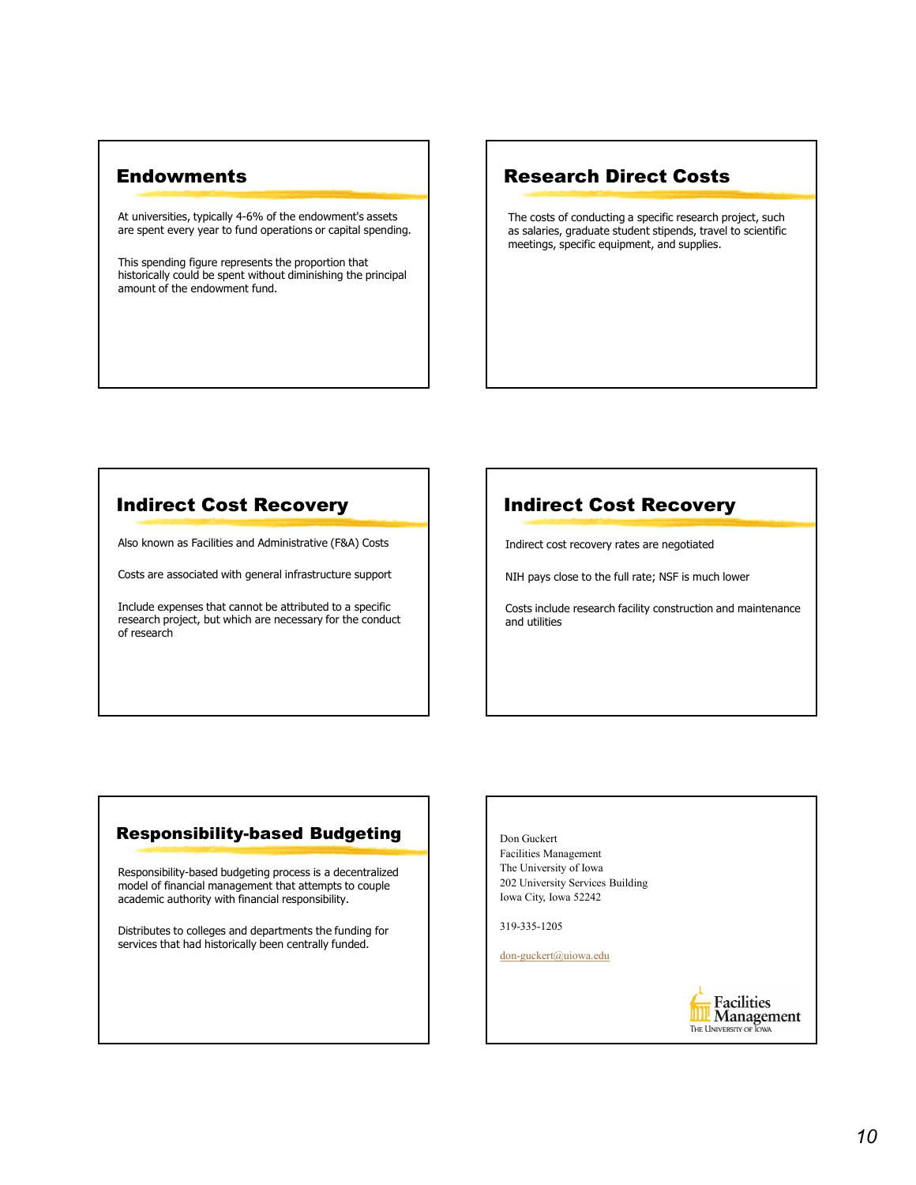## Endowments

At universities, typically 4-6% of the endowment's assets are spent every year to fund operations or capital spending.

This spending figure represents the proportion that historically could be spent without diminishing the principal amount of the endowment fund.

## Research Direct Costs

The costs of conducting a specific research project, such as salaries, graduate student stipends, travel to scientific meetings, specific equipment, and supplies.

## Indirect Cost Recovery

Also known as Facilities and Administrative (F&A) Costs

Costs are associated with general infrastructure support

Include expenses that cannot be attributed to a specific research project, but which are necessary for the conduct of research

## Indirect Cost Recovery

Indirect cost recovery rates are negotiated

NIH pays close to the full rate; NSF is much lower

Costs include research facility construction and maintenance and utilities

## Responsibility-based Budgeting

Responsibility-based budgeting process is a decentralized model of financial management that attempts to couple academic authority with financial responsibility.

Distributes to colleges and departments the funding for services that had historically been centrally funded.

Don Guckert
Facilities Management
The University of Iowa
202 University Services Building
Iowa City, Iowa 52242

319-335-1205

don-guckert@uiowa.edu

Facilities Management
The University of Iowa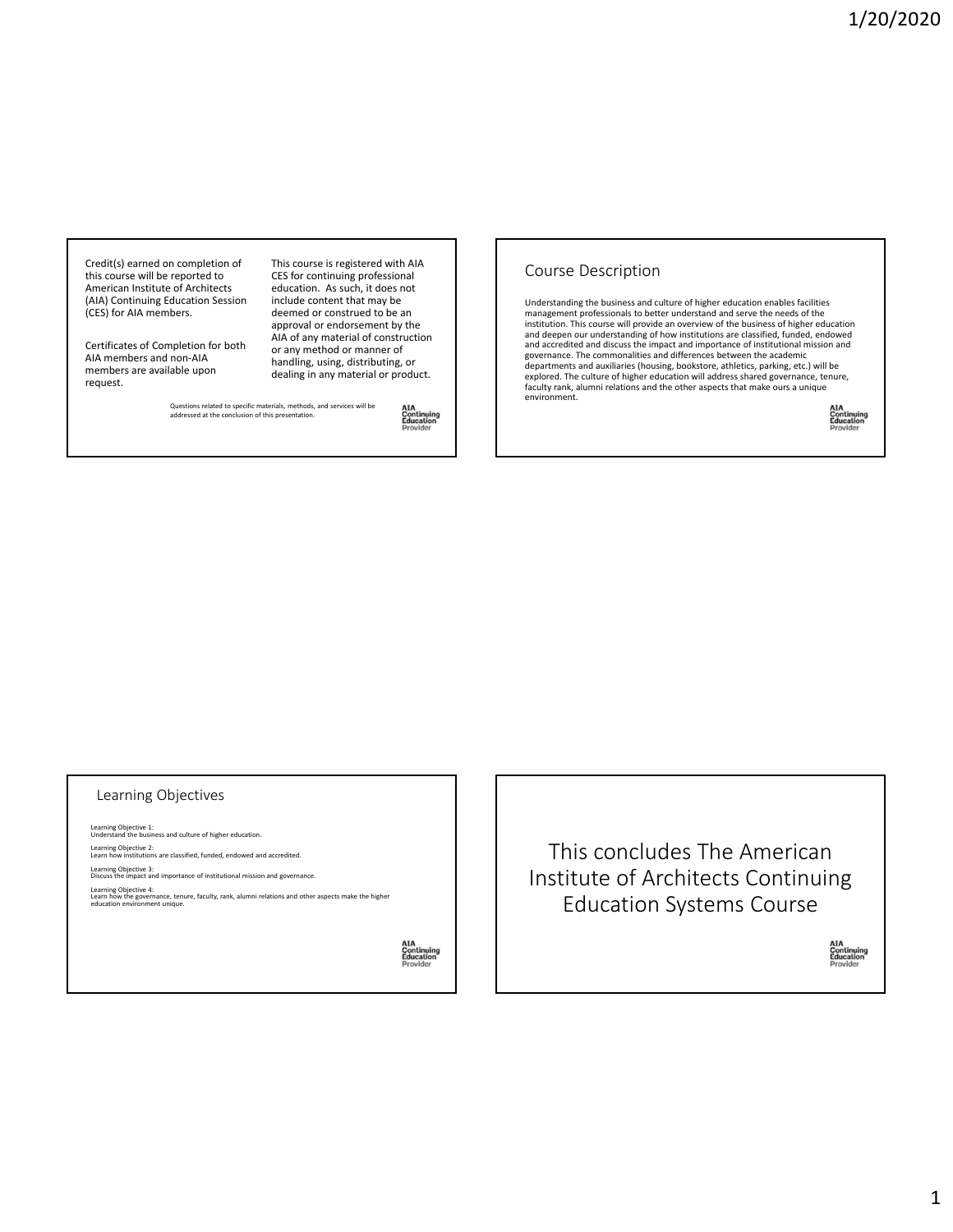Credit(s) earned on completion of this course will be reported to American Institute of Architects (AIA) Continuing Education Session (CES) for AIA members.

Certificates of Completion for both AIA members and non-AIA members are available upon request.

This course is registered with AIA CES for continuing professional education. As such, it does not include content that may be deemed or construed to be an approval or endorsement by the AIA of any material of construction or any method or manner of handling, using, distributing, or dealing in any material or product.

Questions related to specific materials, methods, and services will be addressed at the conclusion of this presentation.

AIA Continuing Education Provider

## Course Description

Understanding the business and culture of higher education enables facilities management professionals to better understand and serve the needs of the institution. This course will provide an overview of the business of higher education and deepen our understanding of how institutions are classified, funded, endowed and accredited and discuss the impact and importance of institutional mission and governance. The commonalities and differences between the academic departments and auxiliaries (housing, bookstore, athletics, parking, etc.) will be explored. The culture of higher education will address shared governance, tenure, faculty rank, alumni relations and the other aspects that make ours a unique environment.

AIA Continuing Education Provider

## Learning Objectives

Learning Objective 1:
Understand the business and culture of higher education.

Learning Objective 2:
Learn how institutions are classified, funded, endowed and accredited.

Learning Objective 3:
Discuss the impact and importance of institutional mission and governance.

Learning Objective 4:
Learn how the governance, tenure, faculty, rank, alumni relations and other aspects make the higher education environment unique.

AIA Continuing Education Provider

This concludes The American Institute of Architects Continuing Education Systems Course

AIA Continuing Education Provider